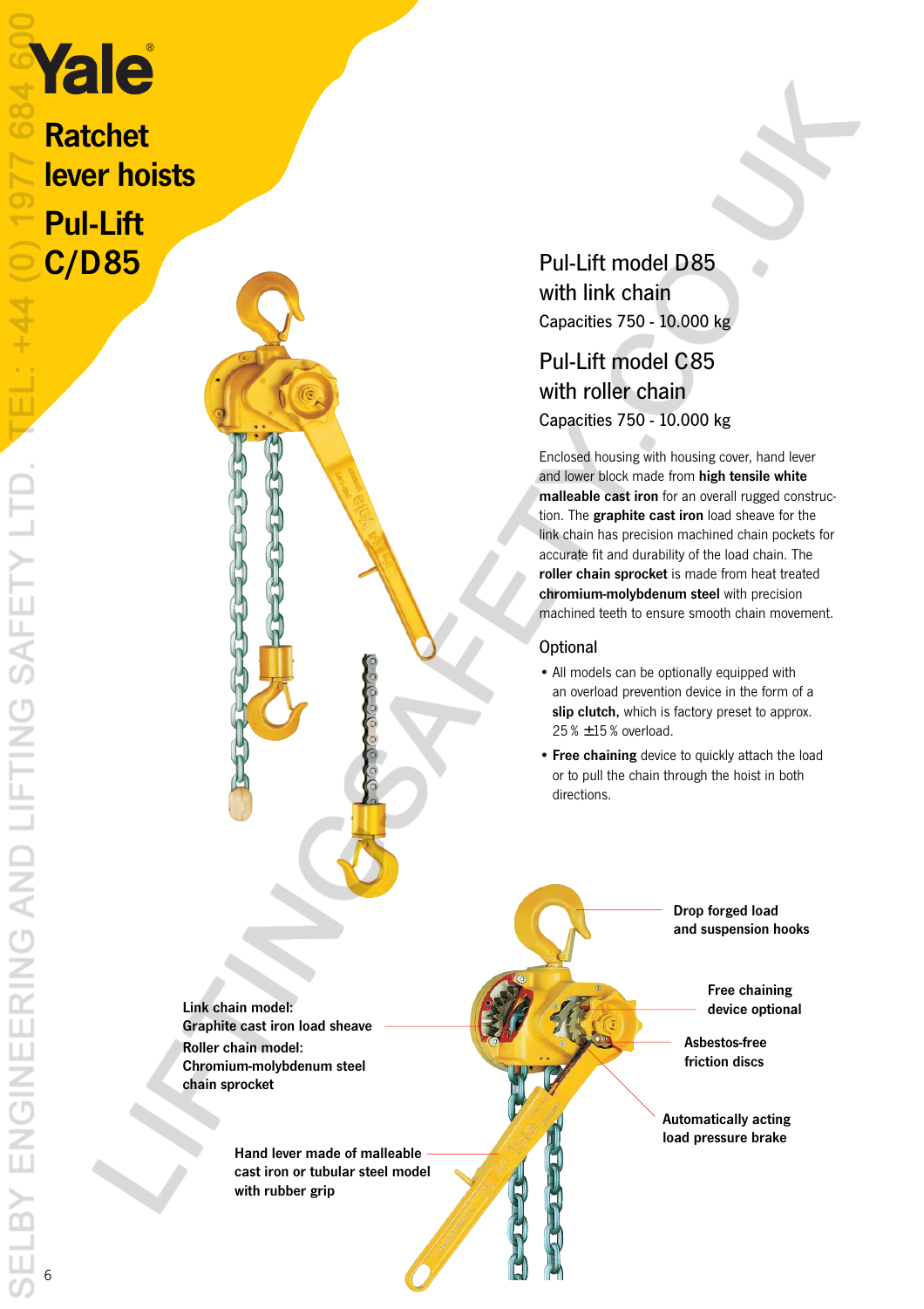# Yale

## Ratchet lever hoists

## Pul-Lift C/D85

### Pul-Lift model D85 with link chain

Capacities 750 - 10.000 kg

### Pul-Lift model C85 with roller chain

Capacities 750 - 10.000 kg

Enclosed housing with housing cover, hand lever and lower block made from **high tensile white malleable cast iron** for an overall rugged construction. The **graphite cast iron** load sheave for the link chain has precision machined chain pockets for accurate fit and durability of the load chain. The **roller chain sprocket** is made from heat treated **chromium-molybdenum steel** with precision machined teeth to ensure smooth chain movement.

### Optional

- All models can be optionally equipped with an overload prevention device in the form of a **slip clutch**, which is factory preset to approx. 25 % ±15 % overload.
- **Free chaining** device to quickly attach the load or to pull the chain through the hoist in both directions.

**Drop forged load and suspension hooks**

**Free chaining device optional**

**Asbestos-free friction discs**

**Automatically acting load pressure brake**

**Link chain model: Graphite cast iron load sheave**

**Roller chain model: Chromium-molybdenum steel chain sprocket**

**Hand lever made of malleable cast iron or tubular steel model with rubber grip**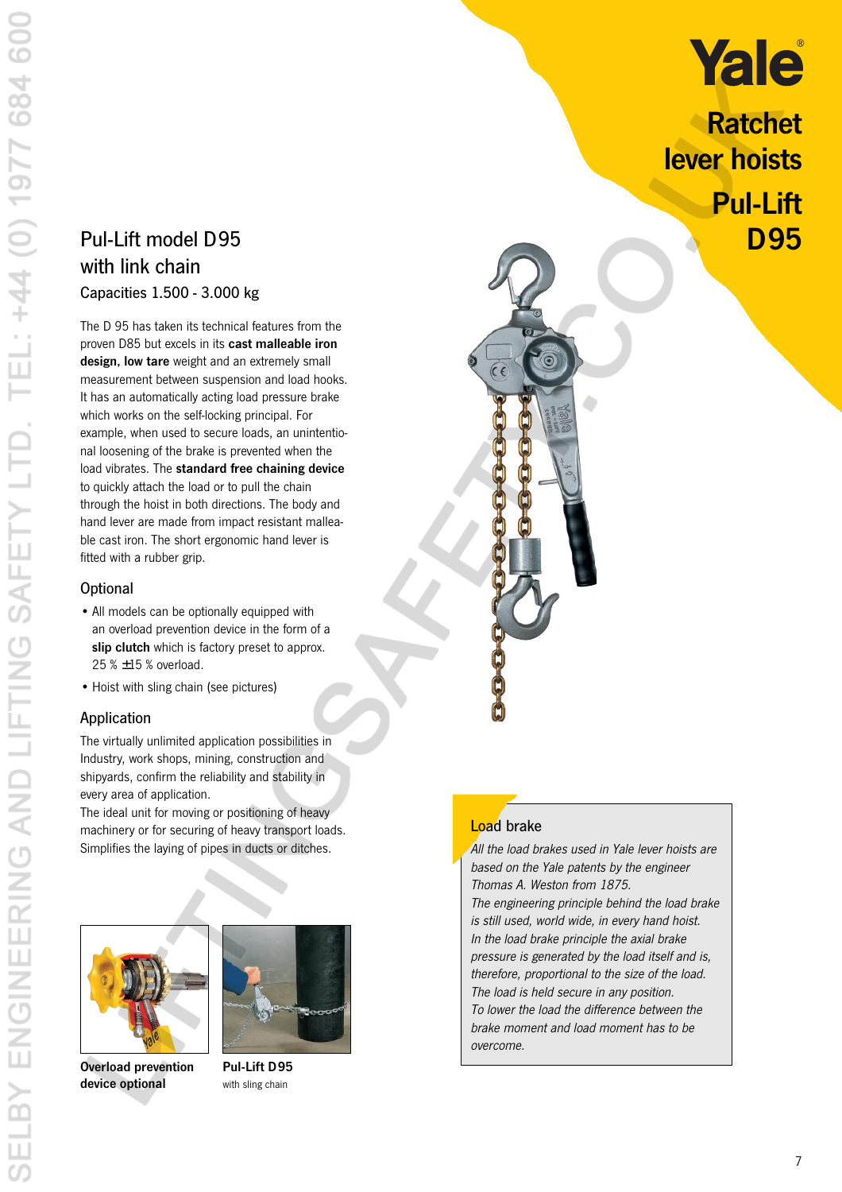# Yale

# Ratchet lever hoists

# Pul-Lift D95

## Pul-Lift model D95 with link chain

Capacities 1.500 - 3.000 kg

The D 95 has taken its technical features from the proven D85 but excels in its **cast malleable iron design, low tare** weight and an extremely small measurement between suspension and load hooks. It has an automatically acting load pressure brake which works on the self-locking principal. For example, when used to secure loads, an unintentional loosening of the brake is prevented when the load vibrates. The **standard free chaining device** to quickly attach the load or to pull the chain through the hoist in both directions. The body and hand lever are made from impact resistant malleable cast iron. The short ergonomic hand lever is fitted with a rubber grip.

### Optional

- All models can be optionally equipped with an overload prevention device in the form of a **slip clutch** which is factory preset to approx. 25 % ±15 % overload.
- Hoist with sling chain (see pictures)

### Application

The virtually unlimited application possibilities in Industry, work shops, mining, construction and shipyards, confirm the reliability and stability in every area of application.
The ideal unit for moving or positioning of heavy machinery or for securing of heavy transport loads. Simplifies the laying of pipes in ducts or ditches.

**Overload prevention device optional**

**Pul-Lift D95** with sling chain

### Load brake

*All the load brakes used in Yale lever hoists are based on the Yale patents by the engineer Thomas A. Weston from 1875.*
*The engineering principle behind the load brake is still used, world wide, in every hand hoist.*
*In the load brake principle the axial brake pressure is generated by the load itself and is, therefore, proportional to the size of the load.*
*The load is held secure in any position.*
*To lower the load the difference between the brake moment and load moment has to be overcome.*